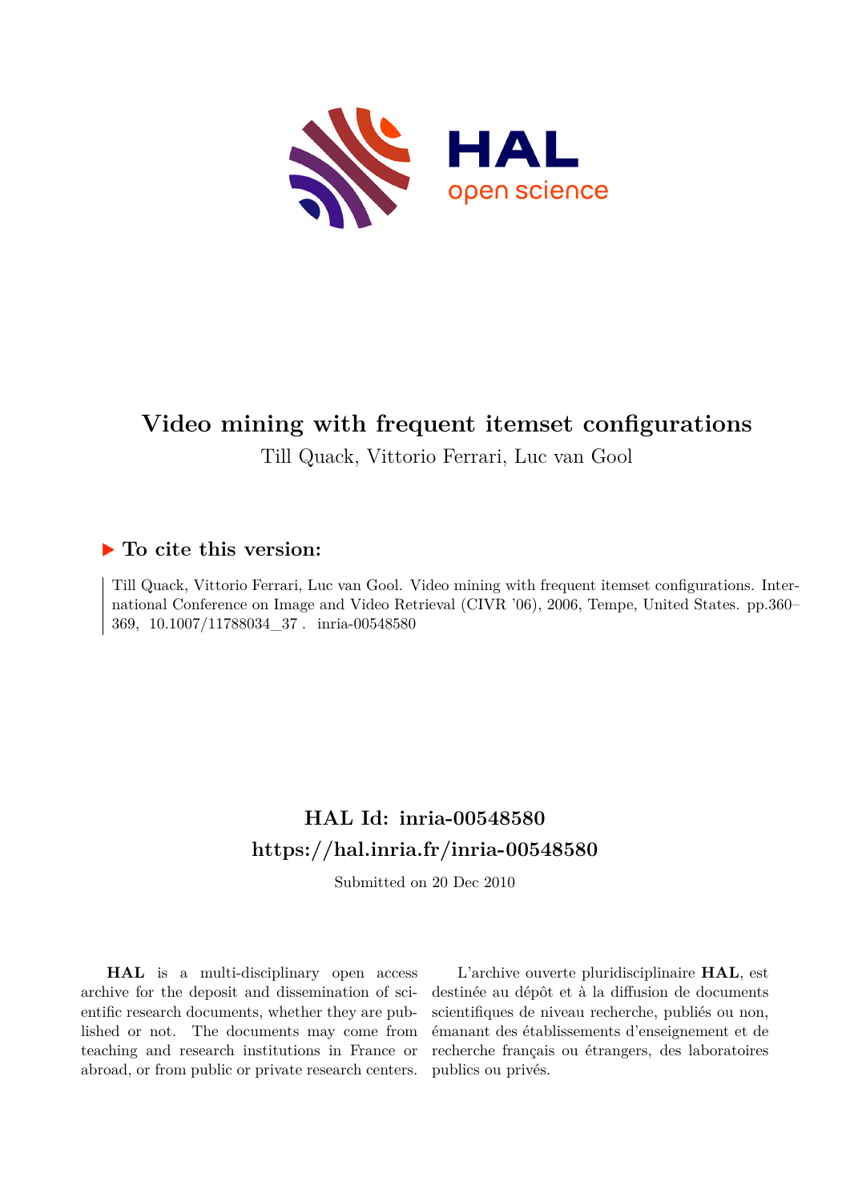# Video mining with frequent itemset configurations

Till Quack, Vittorio Ferrari, Luc van Gool

## ▶ To cite this version:

Till Quack, Vittorio Ferrari, Luc van Gool. Video mining with frequent itemset configurations. International Conference on Image and Video Retrieval (CIVR '06), 2006, Tempe, United States. pp.360–369, 10.1007/11788034_37 . inria-00548580

## HAL Id: inria-00548580
## https://hal.inria.fr/inria-00548580

Submitted on 20 Dec 2010

**HAL** is a multi-disciplinary open access archive for the deposit and dissemination of scientific research documents, whether they are published or not. The documents may come from teaching and research institutions in France or abroad, or from public or private research centers.

L'archive ouverte pluridisciplinaire **HAL**, est destinée au dépôt et à la diffusion de documents scientifiques de niveau recherche, publiés ou non, émanant des établissements d'enseignement et de recherche français ou étrangers, des laboratoires publics ou privés.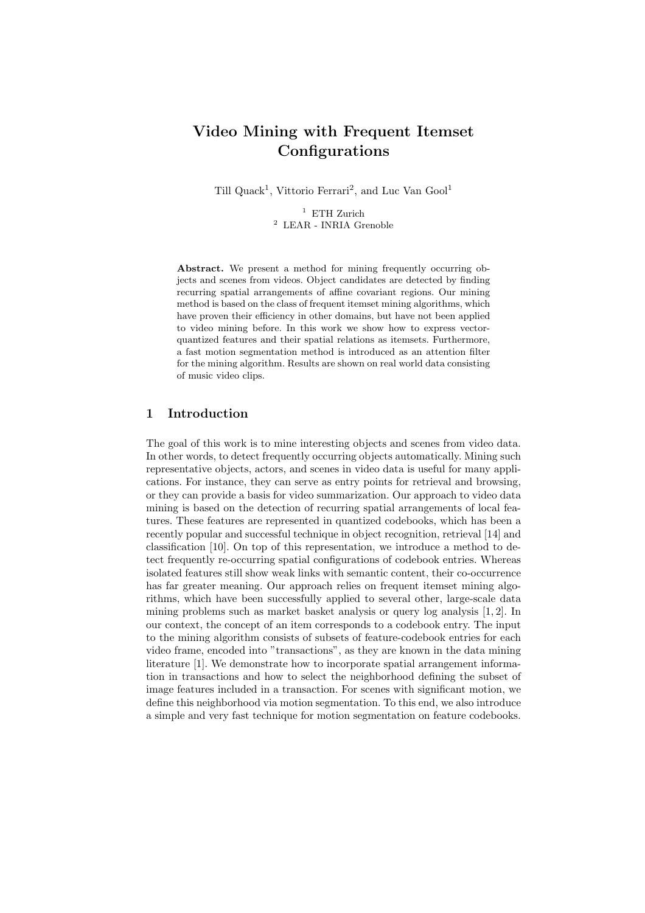# Video Mining with Frequent Itemset Configurations

Till Quack[1], Vittorio Ferrari[2], and Luc Van Gool[1]

[1] ETH Zurich
[2] LEAR - INRIA Grenoble

**Abstract.** We present a method for mining frequently occurring objects and scenes from videos. Object candidates are detected by finding recurring spatial arrangements of affine covariant regions. Our mining method is based on the class of frequent itemset mining algorithms, which have proven their efficiency in other domains, but have not been applied to video mining before. In this work we show how to express vector-quantized features and their spatial relations as itemsets. Furthermore, a fast motion segmentation method is introduced as an attention filter for the mining algorithm. Results are shown on real world data consisting of music video clips.

## 1 Introduction

The goal of this work is to mine interesting objects and scenes from video data. In other words, to detect frequently occurring objects automatically. Mining such representative objects, actors, and scenes in video data is useful for many applications. For instance, they can serve as entry points for retrieval and browsing, or they can provide a basis for video summarization. Our approach to video data mining is based on the detection of recurring spatial arrangements of local features. These features are represented in quantized codebooks, which has been a recently popular and successful technique in object recognition, retrieval [14] and classification [10]. On top of this representation, we introduce a method to detect frequently re-occurring spatial configurations of codebook entries. Whereas isolated features still show weak links with semantic content, their co-occurrence has far greater meaning. Our approach relies on frequent itemset mining algorithms, which have been successfully applied to several other, large-scale data mining problems such as market basket analysis or query log analysis [1, 2]. In our context, the concept of an item corresponds to a codebook entry. The input to the mining algorithm consists of subsets of feature-codebook entries for each video frame, encoded into "transactions", as they are known in the data mining literature [1]. We demonstrate how to incorporate spatial arrangement information in transactions and how to select the neighborhood defining the subset of image features included in a transaction. For scenes with significant motion, we define this neighborhood via motion segmentation. To this end, we also introduce a simple and very fast technique for motion segmentation on feature codebooks.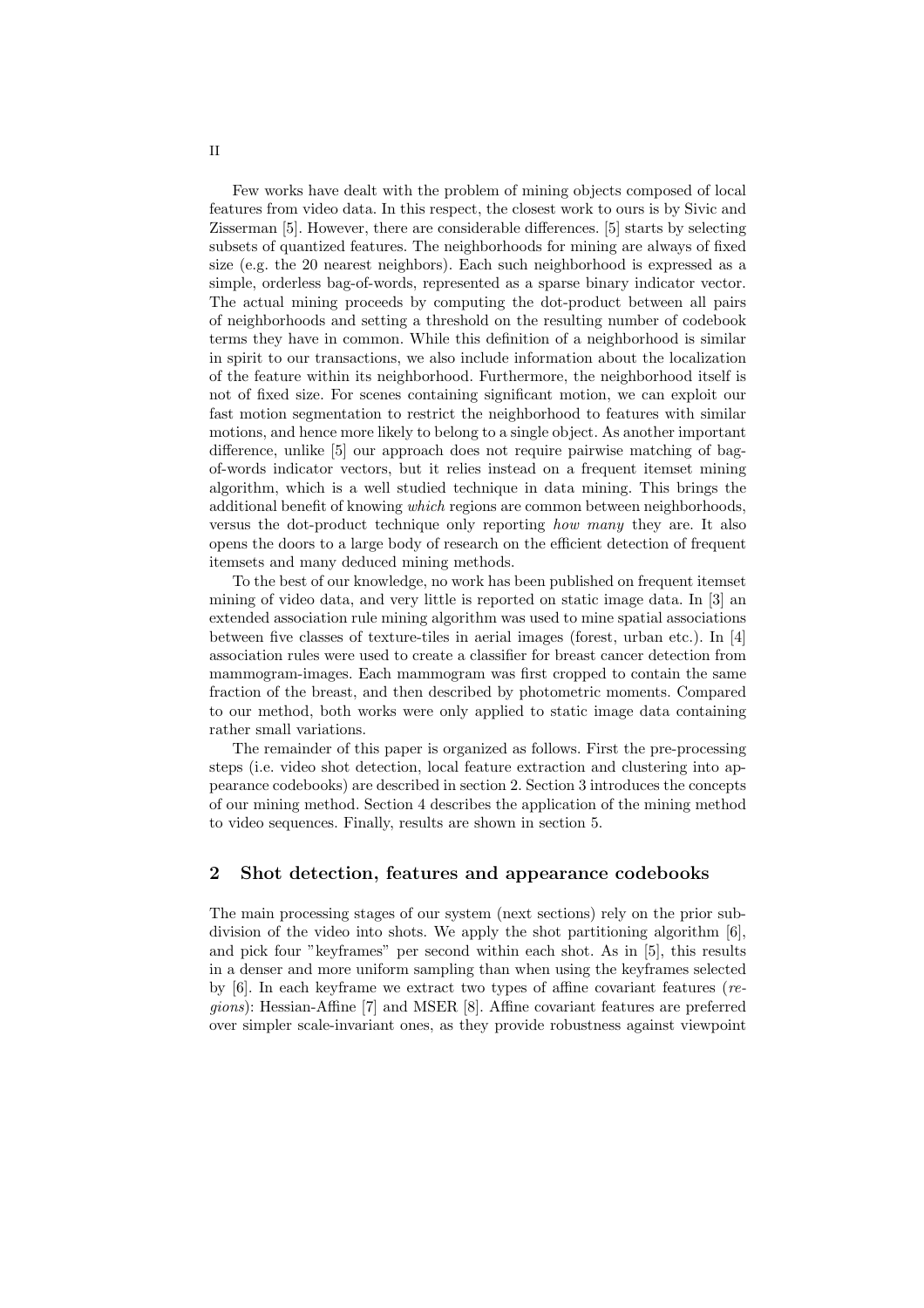Few works have dealt with the problem of mining objects composed of local features from video data. In this respect, the closest work to ours is by Sivic and Zisserman [5]. However, there are considerable differences. [5] starts by selecting subsets of quantized features. The neighborhoods for mining are always of fixed size (e.g. the 20 nearest neighbors). Each such neighborhood is expressed as a simple, orderless bag-of-words, represented as a sparse binary indicator vector. The actual mining proceeds by computing the dot-product between all pairs of neighborhoods and setting a threshold on the resulting number of codebook terms they have in common. While this definition of a neighborhood is similar in spirit to our transactions, we also include information about the localization of the feature within its neighborhood. Furthermore, the neighborhood itself is not of fixed size. For scenes containing significant motion, we can exploit our fast motion segmentation to restrict the neighborhood to features with similar motions, and hence more likely to belong to a single object. As another important difference, unlike [5] our approach does not require pairwise matching of bag-of-words indicator vectors, but it relies instead on a frequent itemset mining algorithm, which is a well studied technique in data mining. This brings the additional benefit of knowing *which* regions are common between neighborhoods, versus the dot-product technique only reporting *how many* they are. It also opens the doors to a large body of research on the efficient detection of frequent itemsets and many deduced mining methods.

To the best of our knowledge, no work has been published on frequent itemset mining of video data, and very little is reported on static image data. In [3] an extended association rule mining algorithm was used to mine spatial associations between five classes of texture-tiles in aerial images (forest, urban etc.). In [4] association rules were used to create a classifier for breast cancer detection from mammogram-images. Each mammogram was first cropped to contain the same fraction of the breast, and then described by photometric moments. Compared to our method, both works were only applied to static image data containing rather small variations.

The remainder of this paper is organized as follows. First the pre-processing steps (i.e. video shot detection, local feature extraction and clustering into appearance codebooks) are described in section 2. Section 3 introduces the concepts of our mining method. Section 4 describes the application of the mining method to video sequences. Finally, results are shown in section 5.

## 2 Shot detection, features and appearance codebooks

The main processing stages of our system (next sections) rely on the prior subdivision of the video into shots. We apply the shot partitioning algorithm [6], and pick four "keyframes" per second within each shot. As in [5], this results in a denser and more uniform sampling than when using the keyframes selected by [6]. In each keyframe we extract two types of affine covariant features (*regions*): Hessian-Affine [7] and MSER [8]. Affine covariant features are preferred over simpler scale-invariant ones, as they provide robustness against viewpoint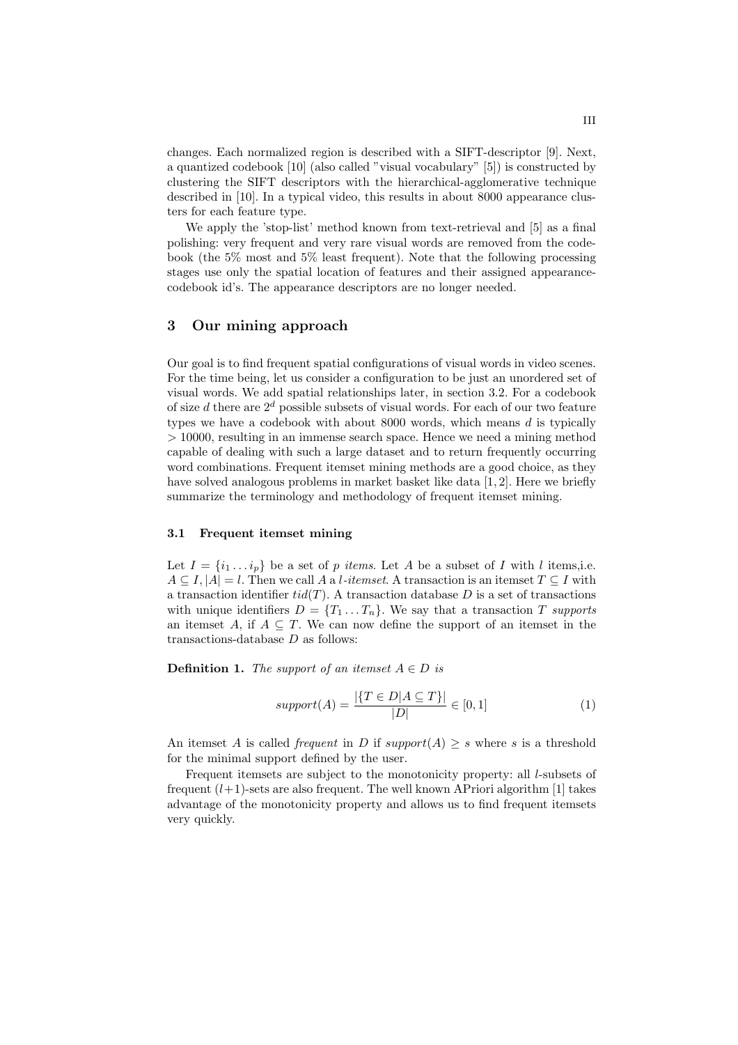changes. Each normalized region is described with a SIFT-descriptor [9]. Next, a quantized codebook [10] (also called "visual vocabulary" [5]) is constructed by clustering the SIFT descriptors with the hierarchical-agglomerative technique described in [10]. In a typical video, this results in about 8000 appearance clusters for each feature type.

We apply the 'stop-list' method known from text-retrieval and [5] as a final polishing: very frequent and very rare visual words are removed from the codebook (the 5% most and 5% least frequent). Note that the following processing stages use only the spatial location of features and their assigned appearance-codebook id's. The appearance descriptors are no longer needed.

## 3 Our mining approach

Our goal is to find frequent spatial configurations of visual words in video scenes. For the time being, let us consider a configuration to be just an unordered set of visual words. We add spatial relationships later, in section 3.2. For a codebook of size $d$ there are $2^d$ possible subsets of visual words. For each of our two feature types we have a codebook with about 8000 words, which means $d$ is typically $> 10000$, resulting in an immense search space. Hence we need a mining method capable of dealing with such a large dataset and to return frequently occurring word combinations. Frequent itemset mining methods are a good choice, as they have solved analogous problems in market basket like data [1, 2]. Here we briefly summarize the terminology and methodology of frequent itemset mining.

### 3.1 Frequent itemset mining

Let $I = \{i_1 \dots i_p\}$ be a set of $p$ *items*. Let $A$ be a subset of $I$ with $l$ items,i.e. $A \subseteq I, |A| = l$. Then we call $A$ a *l-itemset*. A transaction is an itemset $T \subseteq I$ with a transaction identifier $tid(T)$. A transaction database $D$ is a set of transactions with unique identifiers $D = \{T_1 \dots T_n\}$. We say that a transaction $T$ *supports* an itemset $A$, if $A \subseteq T$. We can now define the support of an itemset in the transactions-database $D$ as follows:

**Definition 1.** *The support of an itemset $A \in D$ is*

$$support(A) = \frac{|\{T \in D | A \subseteq T\}|}{|D|} \in [0, 1] \tag{1}$$

An itemset $A$ is called *frequent* in $D$ if $support(A) \geq s$ where $s$ is a threshold for the minimal support defined by the user.

Frequent itemsets are subject to the monotonicity property: all $l$-subsets of frequent $(l+1)$-sets are also frequent. The well known APriori algorithm [1] takes advantage of the monotonicity property and allows us to find frequent itemsets very quickly.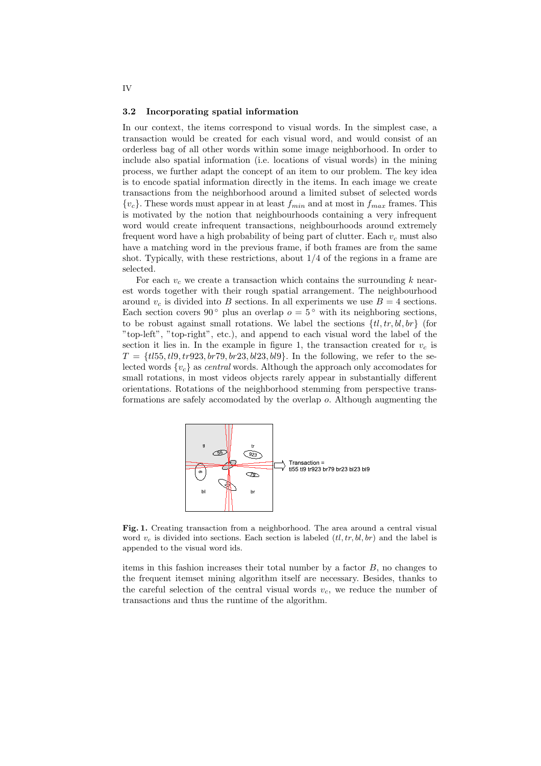### 3.2 Incorporating spatial information

In our context, the items correspond to visual words. In the simplest case, a transaction would be created for each visual word, and would consist of an orderless bag of all other words within some image neighborhood. In order to include also spatial information (i.e. locations of visual words) in the mining process, we further adapt the concept of an item to our problem. The key idea is to encode spatial information directly in the items. In each image we create transactions from the neighborhood around a limited subset of selected words $\{v_c\}$. These words must appear in at least $f_{min}$ and at most in $f_{max}$ frames. This is motivated by the notion that neighbourhoods containing a very infrequent word would create infrequent transactions, neighbourhoods around extremely frequent word have a high probability of being part of clutter. Each $v_c$ must also have a matching word in the previous frame, if both frames are from the same shot. Typically, with these restrictions, about 1/4 of the regions in a frame are selected.

For each $v_c$ we create a transaction which contains the surrounding $k$ nearest words together with their rough spatial arrangement. The neighbourhood around $v_c$ is divided into $B$ sections. In all experiments we use $B = 4$ sections. Each section covers $90^\circ$ plus an overlap $o = 5^\circ$ with its neighboring sections, to be robust against small rotations. We label the sections $\{tl, tr, bl, br\}$ (for "top-left", "top-right", etc.), and append to each visual word the label of the section it lies in. In the example in figure 1, the transaction created for $v_c$ is $T = \{tl55, tl9, tr923, br79, br23, bl23, bl9\}$. In the following, we refer to the selected words $\{v_c\}$ as *central* words. Although the approach only accomodates for small rotations, in most videos objects rarely appear in substantially different orientations. Rotations of the neighborhood stemming from perspective transformations are safely accomodated by the overlap $o$. Although augmenting the items in this fashion increases their total number by a factor $B$, no changes to the frequent itemset mining algorithm itself are necessary. Besides, thanks to the careful selection of the central visual words $v_c$, we reduce the number of transactions and thus the runtime of the algorithm.

**Fig. 1.** Creating transaction from a neighborhood. The area around a central visual word $v_c$ is divided into sections. Each section is labeled $(tl, tr, bl, br)$ and the label is appended to the visual word ids.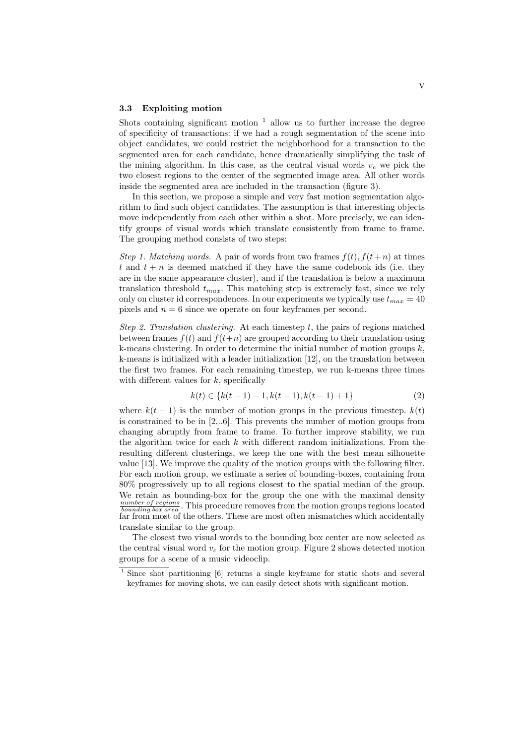### 3.3 Exploiting motion

Shots containing significant motion [1] allow us to further increase the degree of specificity of transactions: if we had a rough segmentation of the scene into object candidates, we could restrict the neighborhood for a transaction to the segmented area for each candidate, hence dramatically simplifying the task of the mining algorithm. In this case, as the central visual words $v_c$ we pick the two closest regions to the center of the segmented image area. All other words inside the segmented area are included in the transaction (figure 3).

In this section, we propose a simple and very fast motion segmentation algorithm to find such object candidates. The assumption is that interesting objects move independently from each other within a shot. More precisely, we can identify groups of visual words which translate consistently from frame to frame. The grouping method consists of two steps:

*Step 1. Matching words.* A pair of words from two frames $f(t), f(t+n)$ at times $t$ and $t+n$ is deemed matched if they have the same codebook ids (i.e. they are in the same appearance cluster), and if the translation is below a maximum translation threshold $t_{max}$. This matching step is extremely fast, since we rely only on cluster id correspondences. In our experiments we typically use $t_{max} = 40$ pixels and $n = 6$ since we operate on four keyframes per second.

*Step 2. Translation clustering.* At each timestep $t$, the pairs of regions matched between frames $f(t)$ and $f(t+n)$ are grouped according to their translation using k-means clustering. In order to determine the initial number of motion groups $k$, k-means is initialized with a leader initialization [12], on the translation between the first two frames. For each remaining timestep, we run k-means three times with different values for $k$, specifically

$$k(t) \in \{k(t-1)-1, k(t-1), k(t-1)+1\} \tag{2}$$

where $k(t-1)$ is the number of motion groups in the previous timestep. $k(t)$ is constrained to be in [2...6]. This prevents the number of motion groups from changing abruptly from frame to frame. To further improve stability, we run the algorithm twice for each $k$ with different random initializations. From the resulting different clusterings, we keep the one with the best mean silhouette value [13]. We improve the quality of the motion groups with the following filter. For each motion group, we estimate a series of bounding-boxes, containing from 80% progressively up to all regions closest to the spatial median of the group. We retain as bounding-box for the group the one with the maximal density $\frac{number\ of\ regions}{bounding\ box\ area}$. This procedure removes from the motion groups regions located far from most of the others. These are most often mismatches which accidentally translate similar to the group.

The closest two visual words to the bounding box center are now selected as the central visual word $v_c$ for the motion group. Figure 2 shows detected motion groups for a scene of a music videoclip.

[1] Since shot partitioning [6] returns a single keyframe for static shots and several keyframes for moving shots, we can easily detect shots with significant motion.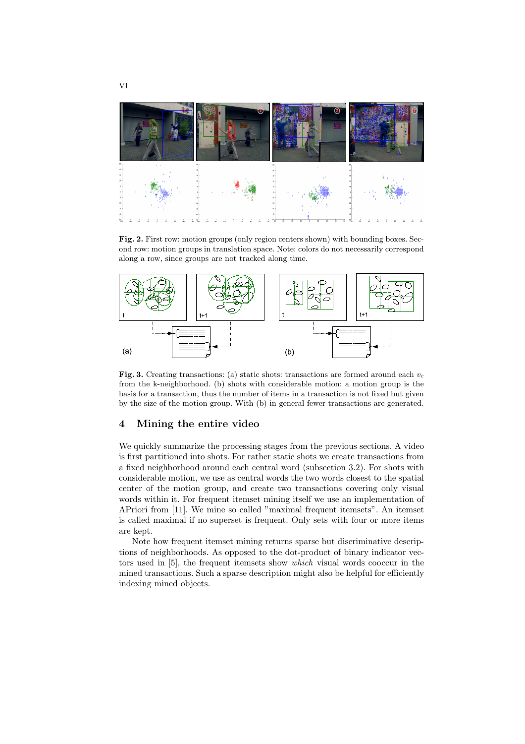**Fig. 2.** First row: motion groups (only region centers shown) with bounding boxes. Second row: motion groups in translation space. Note: colors do not necessarily correspond along a row, since groups are not tracked along time.

**Fig. 3.** Creating transactions: (a) static shots: transactions are formed around each $v_c$ from the k-neighborhood. (b) shots with considerable motion: a motion group is the basis for a transaction, thus the number of items in a transaction is not fixed but given by the size of the motion group. With (b) in general fewer transactions are generated.

## 4 Mining the entire video

We quickly summarize the processing stages from the previous sections. A video is first partitioned into shots. For rather static shots we create transactions from a fixed neighborhood around each central word (subsection 3.2). For shots with considerable motion, we use as central words the two words closest to the spatial center of the motion group, and create two transactions covering only visual words within it. For frequent itemset mining itself we use an implementation of APriori from [11]. We mine so called "maximal frequent itemsets". An itemset is called maximal if no superset is frequent. Only sets with four or more items are kept.

Note how frequent itemset mining returns sparse but discriminative descriptions of neighborhoods. As opposed to the dot-product of binary indicator vectors used in [5], the frequent itemsets show *which* visual words cooccur in the mined transactions. Such a sparse description might also be helpful for efficiently indexing mined objects.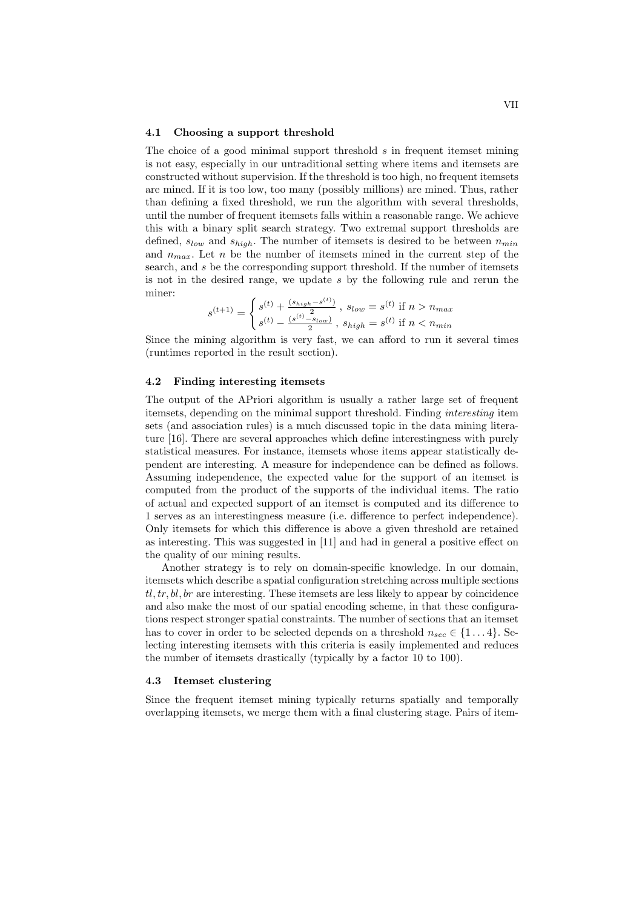### 4.1 Choosing a support threshold

The choice of a good minimal support threshold $s$ in frequent itemset mining is not easy, especially in our untraditional setting where items and itemsets are constructed without supervision. If the threshold is too high, no frequent itemsets are mined. If it is too low, too many (possibly millions) are mined. Thus, rather than defining a fixed threshold, we run the algorithm with several thresholds, until the number of frequent itemsets falls within a reasonable range. We achieve this with a binary split search strategy. Two extremal support thresholds are defined, $s_{low}$ and $s_{high}$. The number of itemsets is desired to be between $n_{min}$ and $n_{max}$. Let $n$ be the number of itemsets mined in the current step of the search, and $s$ be the corresponding support threshold. If the number of itemsets is not in the desired range, we update $s$ by the following rule and rerun the miner:

$$s^{(t+1)} = \begin{cases} s^{(t)} + \frac{(s_{high} - s^{(t)})}{2} \ , \ s_{low} = s^{(t)} \text{ if } n > n_{max} \\ s^{(t)} - \frac{(s^{(t)} - s_{low})}{2} \ , \ s_{high} = s^{(t)} \text{ if } n < n_{min} \end{cases}$$

Since the mining algorithm is very fast, we can afford to run it several times (runtimes reported in the result section).

### 4.2 Finding interesting itemsets

The output of the APriori algorithm is usually a rather large set of frequent itemsets, depending on the minimal support threshold. Finding *interesting* item sets (and association rules) is a much discussed topic in the data mining literature [16]. There are several approaches which define interestingness with purely statistical measures. For instance, itemsets whose items appear statistically dependent are interesting. A measure for independence can be defined as follows. Assuming independence, the expected value for the support of an itemset is computed from the product of the supports of the individual items. The ratio of actual and expected support of an itemset is computed and its difference to 1 serves as an interestingness measure (i.e. difference to perfect independence). Only itemsets for which this difference is above a given threshold are retained as interesting. This was suggested in [11] and had in general a positive effect on the quality of our mining results.

Another strategy is to rely on domain-specific knowledge. In our domain, itemsets which describe a spatial configuration stretching across multiple sections $tl, tr, bl, br$ are interesting. These itemsets are less likely to appear by coincidence and also make the most of our spatial encoding scheme, in that these configurations respect stronger spatial constraints. The number of sections that an itemset has to cover in order to be selected depends on a threshold $n_{sec} \in \{1 \dots 4\}$. Selecting interesting itemsets with this criteria is easily implemented and reduces the number of itemsets drastically (typically by a factor 10 to 100).

### 4.3 Itemset clustering

Since the frequent itemset mining typically returns spatially and temporally overlapping itemsets, we merge them with a final clustering stage. Pairs of item-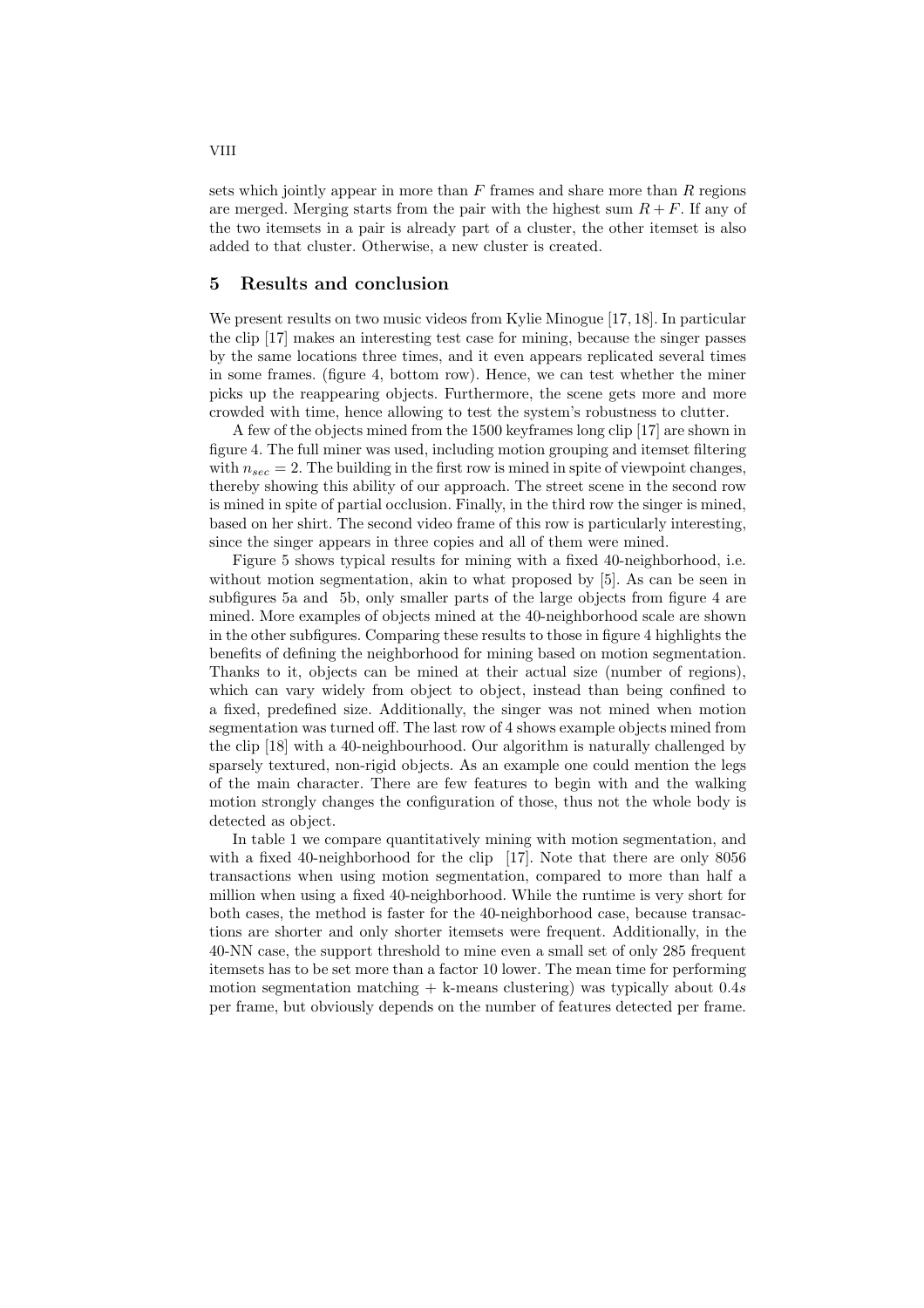sets which jointly appear in more than $F$ frames and share more than $R$ regions are merged. Merging starts from the pair with the highest sum $R + F$. If any of the two itemsets in a pair is already part of a cluster, the other itemset is also added to that cluster. Otherwise, a new cluster is created.

## 5 Results and conclusion

We present results on two music videos from Kylie Minogue [17, 18]. In particular the clip [17] makes an interesting test case for mining, because the singer passes by the same locations three times, and it even appears replicated several times in some frames. (figure 4, bottom row). Hence, we can test whether the miner picks up the reappearing objects. Furthermore, the scene gets more and more crowded with time, hence allowing to test the system's robustness to clutter.

A few of the objects mined from the 1500 keyframes long clip [17] are shown in figure 4. The full miner was used, including motion grouping and itemset filtering with $n_{sec} = 2$. The building in the first row is mined in spite of viewpoint changes, thereby showing this ability of our approach. The street scene in the second row is mined in spite of partial occlusion. Finally, in the third row the singer is mined, based on her shirt. The second video frame of this row is particularly interesting, since the singer appears in three copies and all of them were mined.

Figure 5 shows typical results for mining with a fixed 40-neighborhood, i.e. without motion segmentation, akin to what proposed by [5]. As can be seen in subfigures 5a and 5b, only smaller parts of the large objects from figure 4 are mined. More examples of objects mined at the 40-neighborhood scale are shown in the other subfigures. Comparing these results to those in figure 4 highlights the benefits of defining the neighborhood for mining based on motion segmentation. Thanks to it, objects can be mined at their actual size (number of regions), which can vary widely from object to object, instead than being confined to a fixed, predefined size. Additionally, the singer was not mined when motion segmentation was turned off. The last row of 4 shows example objects mined from the clip [18] with a 40-neighbourhood. Our algorithm is naturally challenged by sparsely textured, non-rigid objects. As an example one could mention the legs of the main character. There are few features to begin with and the walking motion strongly changes the configuration of those, thus not the whole body is detected as object.

In table 1 we compare quantitatively mining with motion segmentation, and with a fixed 40-neighborhood for the clip [17]. Note that there are only 8056 transactions when using motion segmentation, compared to more than half a million when using a fixed 40-neighborhood. While the runtime is very short for both cases, the method is faster for the 40-neighborhood case, because transactions are shorter and only shorter itemsets were frequent. Additionally, in the 40-NN case, the support threshold to mine even a small set of only 285 frequent itemsets has to be set more than a factor 10 lower. The mean time for performing motion segmentation matching + k-means clustering) was typically about $0.4s$ per frame, but obviously depends on the number of features detected per frame.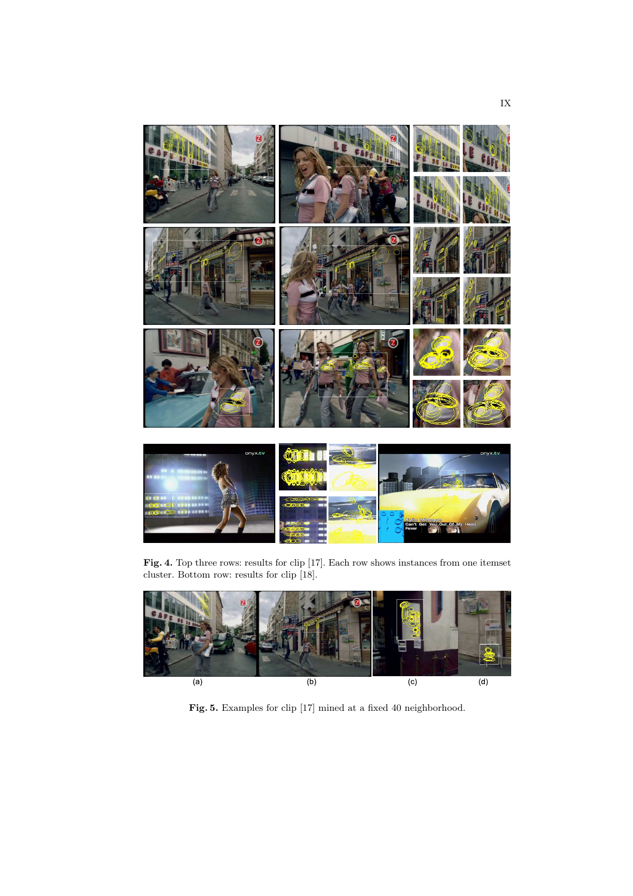**Fig. 4.** Top three rows: results for clip [17]. Each row shows instances from one itemset cluster. Bottom row: results for clip [18].

(a) (b) (c) (d)

**Fig. 5.** Examples for clip [17] mined at a fixed 40 neighborhood.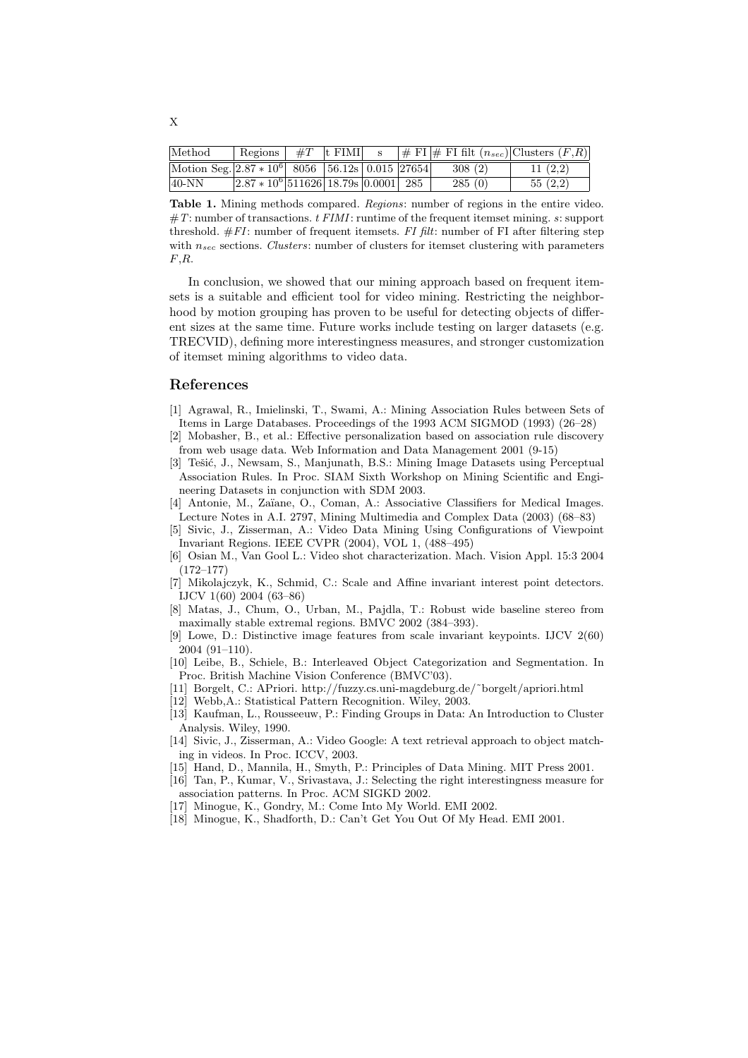| Method | Regions | $\#T$ | t FIMI | s | # FI | # FI filt ($n_{sec}$) | Clusters ($F$,$R$) |
| --- | --- | --- | --- | --- | --- | --- | --- |
| Motion Seg. | $2.87 * 10^6$ | 8056 | 56.12s | 0.015 | 27654 | 308 (2) | 11 (2,2) |
| 40-NN | $2.87 * 10^6$ | 511626 | 18.79s | 0.0001 | 285 | 285 (0) | 55 (2,2) |

**Table 1.** Mining methods compared. *Regions*: number of regions in the entire video. $\#T$: number of transactions. *t FIMI*: runtime of the frequent itemset mining. *s*: support threshold. *#FI*: number of frequent itemsets. *FI filt*: number of FI after filtering step with $n_{sec}$ sections. *Clusters*: number of clusters for itemset clustering with parameters $F$,$R$.

In conclusion, we showed that our mining approach based on frequent itemsets is a suitable and efficient tool for video mining. Restricting the neighborhood by motion grouping has proven to be useful for detecting objects of different sizes at the same time. Future works include testing on larger datasets (e.g. TRECVID), defining more interestingness measures, and stronger customization of itemset mining algorithms to video data.

## References

[1] Agrawal, R., Imielinski, T., Swami, A.: Mining Association Rules between Sets of Items in Large Databases. Proceedings of the 1993 ACM SIGMOD (1993) (26–28)

[2] Mobasher, B., et al.: Effective personalization based on association rule discovery from web usage data. Web Information and Data Management 2001 (9-15)

[3] Tešić, J., Newsam, S., Manjunath, B.S.: Mining Image Datasets using Perceptual Association Rules. In Proc. SIAM Sixth Workshop on Mining Scientific and Engineering Datasets in conjunction with SDM 2003.

[4] Antonie, M., Zaïane, O., Coman, A.: Associative Classifiers for Medical Images. Lecture Notes in A.I. 2797, Mining Multimedia and Complex Data (2003) (68–83)

[5] Sivic, J., Zisserman, A.: Video Data Mining Using Configurations of Viewpoint Invariant Regions. IEEE CVPR (2004), VOL 1, (488–495)

[6] Osian M., Van Gool L.: Video shot characterization. Mach. Vision Appl. 15:3 2004 (172–177)

[7] Mikolajczyk, K., Schmid, C.: Scale and Affine invariant interest point detectors. IJCV 1(60) 2004 (63–86)

[8] Matas, J., Chum, O., Urban, M., Pajdla, T.: Robust wide baseline stereo from maximally stable extremal regions. BMVC 2002 (384–393).

[9] Lowe, D.: Distinctive image features from scale invariant keypoints. IJCV 2(60) 2004 (91–110).

[10] Leibe, B., Schiele, B.: Interleaved Object Categorization and Segmentation. In Proc. British Machine Vision Conference (BMVC'03).

[11] Borgelt, C.: APriori. http://fuzzy.cs.uni-magdeburg.de/~borgelt/apriori.html

[12] Webb,A.: Statistical Pattern Recognition. Wiley, 2003.

[13] Kaufman, L., Rousseeuw, P.: Finding Groups in Data: An Introduction to Cluster Analysis. Wiley, 1990.

[14] Sivic, J., Zisserman, A.: Video Google: A text retrieval approach to object matching in videos. In Proc. ICCV, 2003.

[15] Hand, D., Mannila, H., Smyth, P.: Principles of Data Mining. MIT Press 2001.

[16] Tan, P., Kumar, V., Srivastava, J.: Selecting the right interestingness measure for association patterns. In Proc. ACM SIGKD 2002.

[17] Minogue, K., Gondry, M.: Come Into My World. EMI 2002.

[18] Minogue, K., Shadforth, D.: Can't Get You Out Of My Head. EMI 2001.